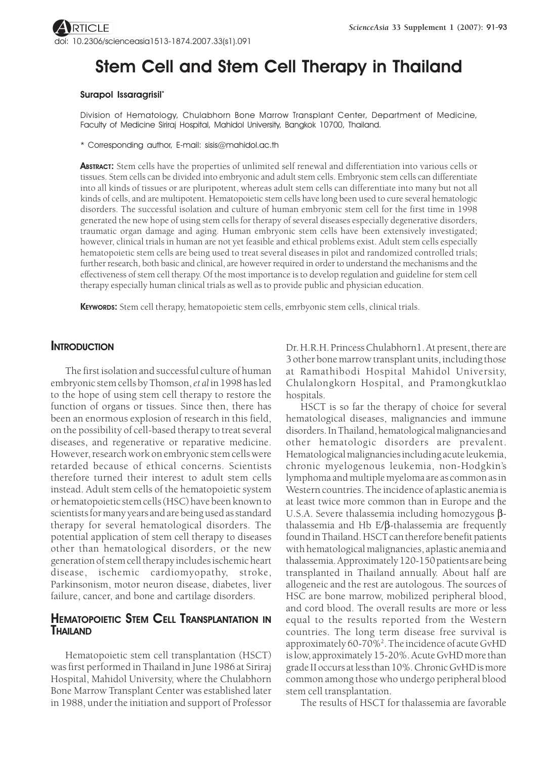ARTICLE

doi: 10.2306/scienceasia1513-1874.2007.33(s1).091

# Stem Cell and Stem Cell Therapy in Thailand

**Surapol Issaragrisil***

Division of Hematology, Chulabhorn Bone Marrow Transplant Center, Department of Medicine, Faculty of Medicine Siriraj Hospital, Mahidol University, Bangkok 10700, Thailand.

\* Corresponding author, E-mail: sisis@mahidol.ac.th

**ABSTRACT:** Stem cells have the properties of unlimited self renewal and differentiation into various cells or tissues. Stem cells can be divided into embryonic and adult stem cells. Embryonic stem cells can differentiate into all kinds of tissues or are pluripotent, whereas adult stem cells can differentiate into many but not all kinds of cells, and are multipotent. Hematopoietic stem cells have long been used to cure several hematologic disorders. The successful isolation and culture of human embryonic stem cell for the first time in 1998 generated the new hope of using stem cells for therapy of several diseases especially degenerative disorders, traumatic organ damage and aging. Human embryonic stem cells have been extensively investigated; however, clinical trials in human are not yet feasible and ethical problems exist. Adult stem cells especially hematopoietic stem cells are being used to treat several diseases in pilot and randomized controlled trials; further research, both basic and clinical, are however required in order to understand the mechanisms and the effectiveness of stem cell therapy. Of the most importance is to develop regulation and guideline for stem cell therapy especially human clinical trials as well as to provide public and physician education.

**KEYWORDS:** Stem cell therapy, hematopoietic stem cells, emrbyonic stem cells, clinical trials.

## INTRODUCTION

The first isolation and successful culture of human embryonic stem cells by Thomson, *et al* in 1998 has led to the hope of using stem cell therapy to restore the function of organs or tissues. Since then, there has been an enormous explosion of research in this field, on the possibility of cell-based therapy to treat several diseases, and regenerative or reparative medicine. However, research work on embryonic stem cells were retarded because of ethical concerns. Scientists therefore turned their interest to adult stem cells instead. Adult stem cells of the hematopoietic system or hematopoietic stem cells (HSC) have been known to scientists for many years and are being used as standard therapy for several hematological disorders. The potential application of stem cell therapy to diseases other than hematological disorders, or the new generation of stem cell therapy includes ischemic heart disease, ischemic cardiomyopathy, stroke, Parkinsonism, motor neuron disease, diabetes, liver failure, cancer, and bone and cartilage disorders.

## HEMATOPOIETIC STEM CELL TRANSPLANTATION IN THAILAND

Hematopoietic stem cell transplantation (HSCT) was first performed in Thailand in June 1986 at Siriraj Hospital, Mahidol University, where the Chulabhorn Bone Marrow Transplant Center was established later in 1988, under the initiation and support of Professor Dr. H.R.H. Princess Chulabhorn1. At present, there are 3 other bone marrow transplant units, including those at Ramathibodi Hospital Mahidol University, Chulalongkorn Hospital, and Pramongkutklao hospitals.

HSCT is so far the therapy of choice for several hematological diseases, malignancies and immune disorders. In Thailand, hematological malignancies and other hematologic disorders are prevalent. Hematological malignancies including acute leukemia, chronic myelogenous leukemia, non-Hodgkin's lymphoma and multiple myeloma are as common as in Western countries. The incidence of aplastic anemia is at least twice more common than in Europe and the U.S.A. Severe thalassemia including homozygous β-thalassemia and Hb E/β-thalassemia are frequently found in Thailand. HSCT can therefore benefit patients with hematological malignancies, aplastic anemia and thalassemia. Approximately 120-150 patients are being transplanted in Thailand annually. About half are allogeneic and the rest are autologous. The sources of HSC are bone marrow, mobilized peripheral blood, and cord blood. The overall results are more or less equal to the results reported from the Western countries. The long term disease free survival is approximately 60-70%[2]. The incidence of acute GvHD is low, approximately 15-20%. Acute GvHD more than grade II occurs at less than 10%. Chronic GvHD is more common among those who undergo peripheral blood stem cell transplantation.

The results of HSCT for thalassemia are favorable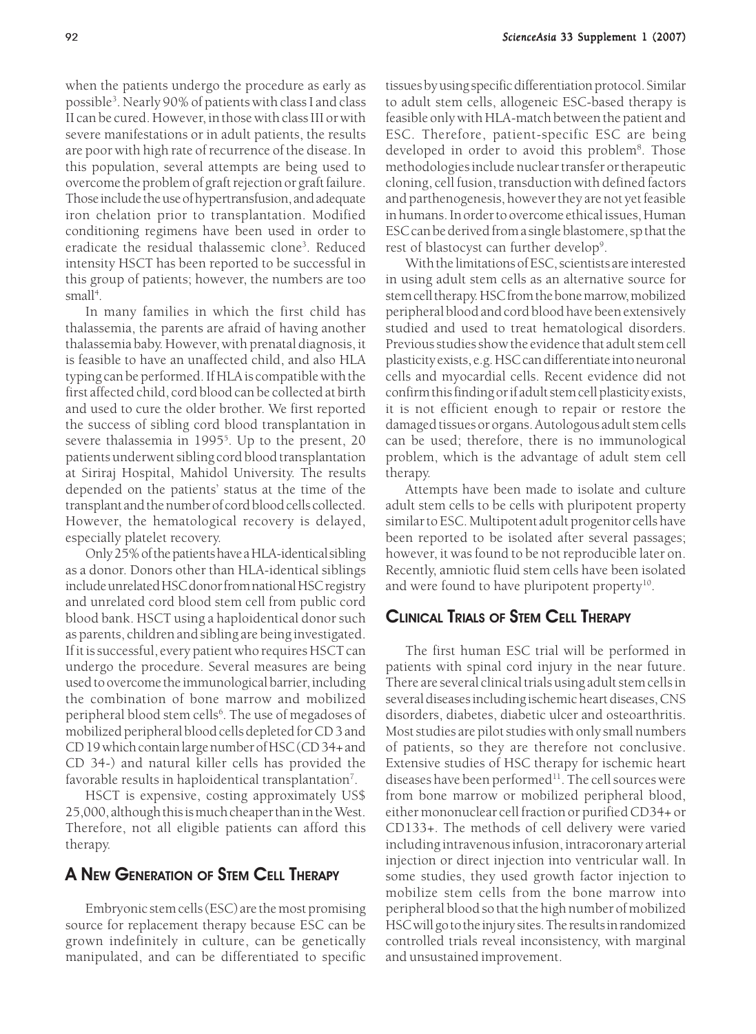when the patients undergo the procedure as early as possible[3]. Nearly 90% of patients with class I and class II can be cured. However, in those with class III or with severe manifestations or in adult patients, the results are poor with high rate of recurrence of the disease. In this population, several attempts are being used to overcome the problem of graft rejection or graft failure. Those include the use of hypertransfusion, and adequate iron chelation prior to transplantation. Modified conditioning regimens have been used in order to eradicate the residual thalassemic clone[3]. Reduced intensity HSCT has been reported to be successful in this group of patients; however, the numbers are too small[4].

In many families in which the first child has thalassemia, the parents are afraid of having another thalassemia baby. However, with prenatal diagnosis, it is feasible to have an unaffected child, and also HLA typing can be performed. If HLA is compatible with the first affected child, cord blood can be collected at birth and used to cure the older brother. We first reported the success of sibling cord blood transplantation in severe thalassemia in 1995[5]. Up to the present, 20 patients underwent sibling cord blood transplantation at Siriraj Hospital, Mahidol University. The results depended on the patients' status at the time of the transplant and the number of cord blood cells collected. However, the hematological recovery is delayed, especially platelet recovery.

Only 25% of the patients have a HLA-identical sibling as a donor. Donors other than HLA-identical siblings include unrelated HSC donor from national HSC registry and unrelated cord blood stem cell from public cord blood bank. HSCT using a haploidentical donor such as parents, children and sibling are being investigated. If it is successful, every patient who requires HSCT can undergo the procedure. Several measures are being used to overcome the immunological barrier, including the combination of bone marrow and mobilized peripheral blood stem cells[6]. The use of megadoses of mobilized peripheral blood cells depleted for CD 3 and CD 19 which contain large number of HSC (CD 34+ and CD 34-) and natural killer cells has provided the favorable results in haploidentical transplantation[7].

HSCT is expensive, costing approximately US$ 25,000, although this is much cheaper than in the West. Therefore, not all eligible patients can afford this therapy.

## A New Generation of Stem Cell Therapy

Embryonic stem cells (ESC) are the most promising source for replacement therapy because ESC can be grown indefinitely in culture, can be genetically manipulated, and can be differentiated to specific tissues by using specific differentiation protocol. Similar to adult stem cells, allogeneic ESC-based therapy is feasible only with HLA-match between the patient and ESC. Therefore, patient-specific ESC are being developed in order to avoid this problem[8]. Those methodologies include nuclear transfer or therapeutic cloning, cell fusion, transduction with defined factors and parthenogenesis, however they are not yet feasible in humans. In order to overcome ethical issues, Human ESC can be derived from a single blastomere, sp that the rest of blastocyst can further develop[9].

With the limitations of ESC, scientists are interested in using adult stem cells as an alternative source for stem cell therapy. HSC from the bone marrow, mobilized peripheral blood and cord blood have been extensively studied and used to treat hematological disorders. Previous studies show the evidence that adult stem cell plasticity exists, e.g. HSC can differentiate into neuronal cells and myocardial cells. Recent evidence did not confirm this finding or if adult stem cell plasticity exists, it is not efficient enough to repair or restore the damaged tissues or organs. Autologous adult stem cells can be used; therefore, there is no immunological problem, which is the advantage of adult stem cell therapy.

Attempts have been made to isolate and culture adult stem cells to be cells with pluripotent property similar to ESC. Multipotent adult progenitor cells have been reported to be isolated after several passages; however, it was found to be not reproducible later on. Recently, amniotic fluid stem cells have been isolated and were found to have pluripotent property[10].

## Clinical Trials of Stem Cell Therapy

The first human ESC trial will be performed in patients with spinal cord injury in the near future. There are several clinical trials using adult stem cells in several diseases including ischemic heart diseases, CNS disorders, diabetes, diabetic ulcer and osteoarthritis. Most studies are pilot studies with only small numbers of patients, so they are therefore not conclusive. Extensive studies of HSC therapy for ischemic heart diseases have been performed[11]. The cell sources were from bone marrow or mobilized peripheral blood, either mononuclear cell fraction or purified CD34+ or CD133+. The methods of cell delivery were varied including intravenous infusion, intracoronary arterial injection or direct injection into ventricular wall. In some studies, they used growth factor injection to mobilize stem cells from the bone marrow into peripheral blood so that the high number of mobilized HSC will go to the injury sites. The results in randomized controlled trials reveal inconsistency, with marginal and unsustained improvement.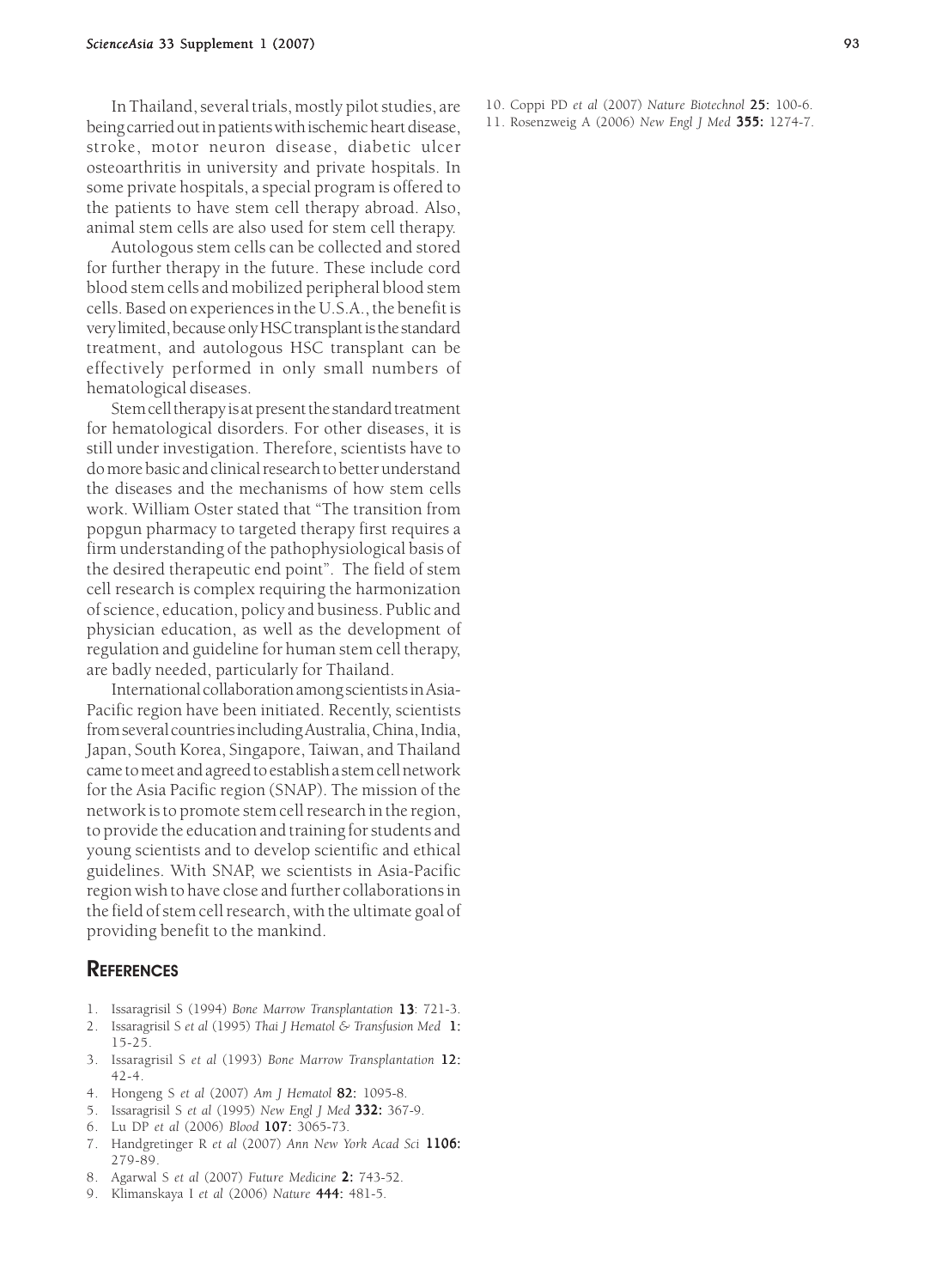In Thailand, several trials, mostly pilot studies, are being carried out in patients with ischemic heart disease, stroke, motor neuron disease, diabetic ulcer osteoarthritis in university and private hospitals. In some private hospitals, a special program is offered to the patients to have stem cell therapy abroad. Also, animal stem cells are also used for stem cell therapy.

Autologous stem cells can be collected and stored for further therapy in the future. These include cord blood stem cells and mobilized peripheral blood stem cells. Based on experiences in the U.S.A., the benefit is very limited, because only HSC transplant is the standard treatment, and autologous HSC transplant can be effectively performed in only small numbers of hematological diseases.

Stem cell therapy is at present the standard treatment for hematological disorders. For other diseases, it is still under investigation. Therefore, scientists have to do more basic and clinical research to better understand the diseases and the mechanisms of how stem cells work. William Oster stated that "The transition from popgun pharmacy to targeted therapy first requires a firm understanding of the pathophysiological basis of the desired therapeutic end point". The field of stem cell research is complex requiring the harmonization of science, education, policy and business. Public and physician education, as well as the development of regulation and guideline for human stem cell therapy, are badly needed, particularly for Thailand.

International collaboration among scientists in Asia-Pacific region have been initiated. Recently, scientists from several countries including Australia, China, India, Japan, South Korea, Singapore, Taiwan, and Thailand came to meet and agreed to establish a stem cell network for the Asia Pacific region (SNAP). The mission of the network is to promote stem cell research in the region, to provide the education and training for students and young scientists and to develop scientific and ethical guidelines. With SNAP, we scientists in Asia-Pacific region wish to have close and further collaborations in the field of stem cell research, with the ultimate goal of providing benefit to the mankind.

## References

1. Issaragrisil S (1994) *Bone Marrow Transplantation* **13**: 721-3.
2. Issaragrisil S *et al* (1995) *Thai J Hematol & Transfusion Med* **1:** 15-25.
3. Issaragrisil S *et al* (1993) *Bone Marrow Transplantation* **12:** 42-4.
4. Hongeng S *et al* (2007) *Am J Hematol* **82:** 1095-8.
5. Issaragrisil S *et al* (1995) *New Engl J Med* **332:** 367-9.
6. Lu DP *et al* (2006) *Blood* **107:** 3065-73.
7. Handgretinger R *et al* (2007) *Ann New York Acad Sci* **1106:** 279-89.
8. Agarwal S *et al* (2007) *Future Medicine* **2:** 743-52.
9. Klimanskaya I *et al* (2006) *Nature* **444:** 481-5.
10. Coppi PD *et al* (2007) *Nature Biotechnol* **25:** 100-6.
11. Rosenzweig A (2006) *New Engl J Med* **355:** 1274-7.